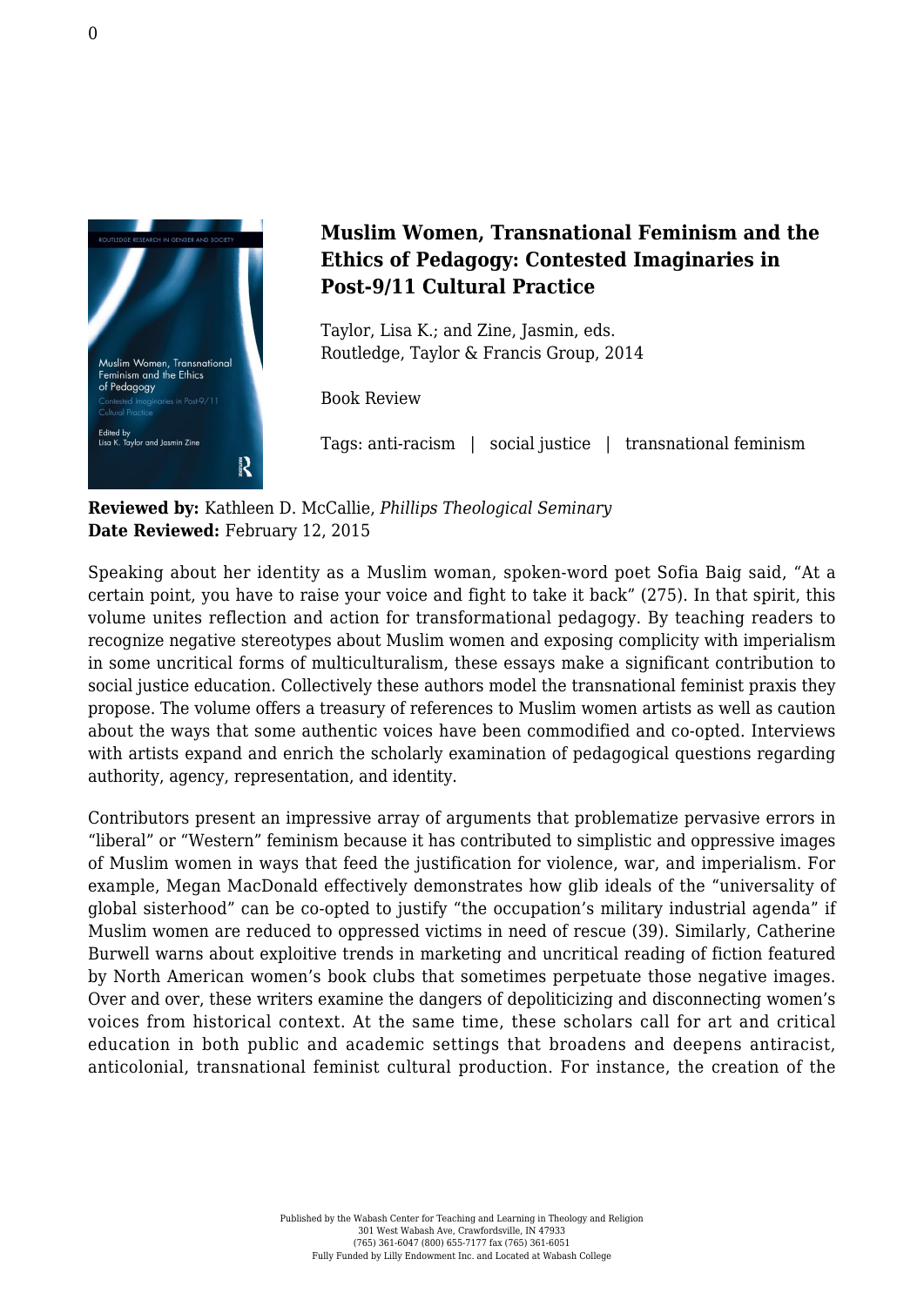# Muslim Women, Transnational Feminism and the Ethics of Pedagogy: Contested Imaginaries in Post-9/11 Cultural Practice

Taylor, Lisa K.; and Zine, Jasmin, eds.
Routledge, Taylor & Francis Group, 2014

Book Review

Tags: anti-racism | social justice | transnational feminism

**Reviewed by:** Kathleen D. McCallie, *Phillips Theological Seminary*
**Date Reviewed:** February 12, 2015

Speaking about her identity as a Muslim woman, spoken-word poet Sofia Baig said, "At a certain point, you have to raise your voice and fight to take it back" (275). In that spirit, this volume unites reflection and action for transformational pedagogy. By teaching readers to recognize negative stereotypes about Muslim women and exposing complicity with imperialism in some uncritical forms of multiculturalism, these essays make a significant contribution to social justice education. Collectively these authors model the transnational feminist praxis they propose. The volume offers a treasury of references to Muslim women artists as well as caution about the ways that some authentic voices have been commodified and co-opted. Interviews with artists expand and enrich the scholarly examination of pedagogical questions regarding authority, agency, representation, and identity.

Contributors present an impressive array of arguments that problematize pervasive errors in "liberal" or "Western" feminism because it has contributed to simplistic and oppressive images of Muslim women in ways that feed the justification for violence, war, and imperialism. For example, Megan MacDonald effectively demonstrates how glib ideals of the "universality of global sisterhood" can be co-opted to justify "the occupation's military industrial agenda" if Muslim women are reduced to oppressed victims in need of rescue (39). Similarly, Catherine Burwell warns about exploitive trends in marketing and uncritical reading of fiction featured by North American women's book clubs that sometimes perpetuate those negative images. Over and over, these writers examine the dangers of depoliticizing and disconnecting women's voices from historical context. At the same time, these scholars call for art and critical education in both public and academic settings that broadens and deepens antiracist, anticolonial, transnational feminist cultural production. For instance, the creation of the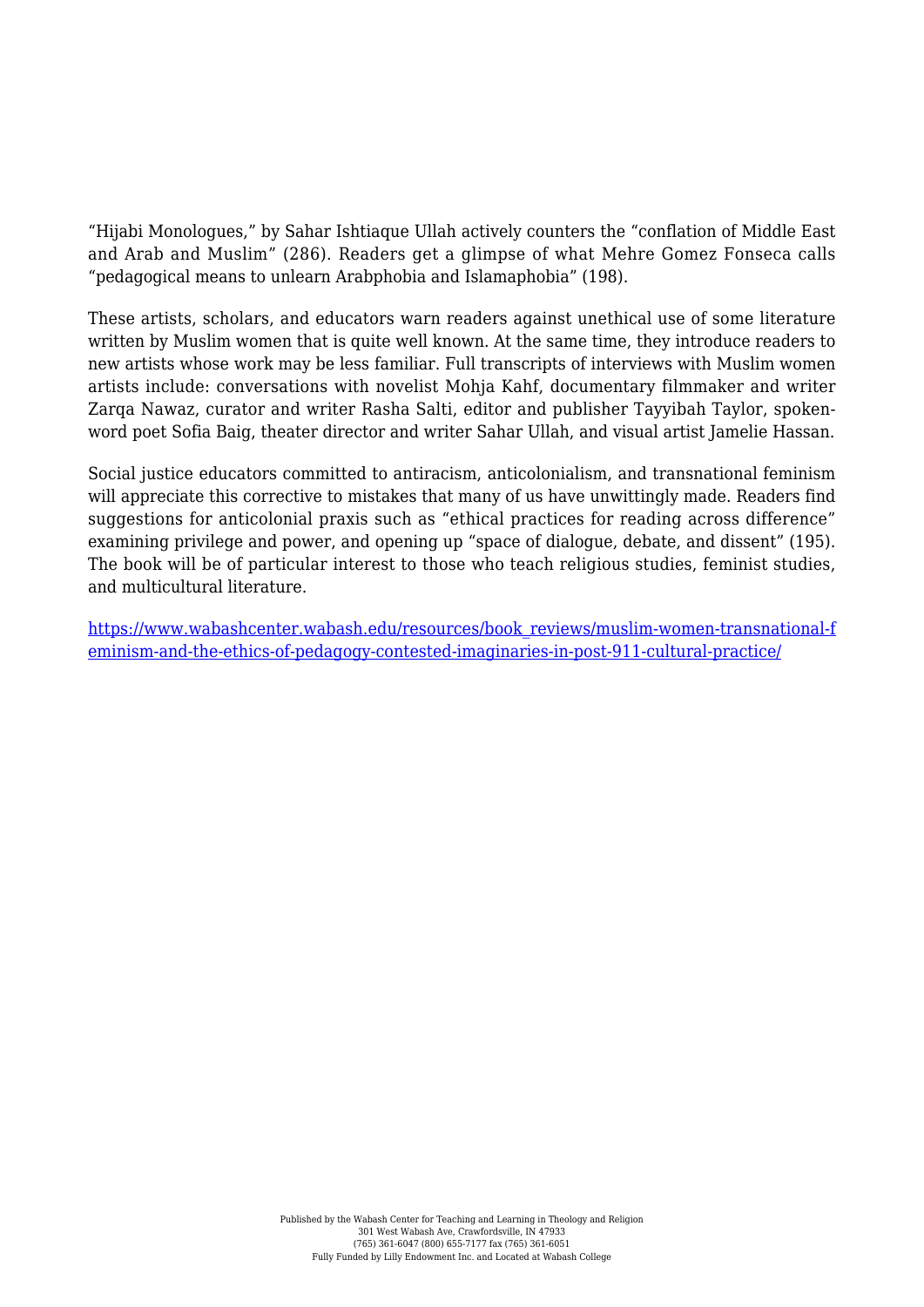"Hijabi Monologues," by Sahar Ishtiaque Ullah actively counters the "conflation of Middle East and Arab and Muslim" (286). Readers get a glimpse of what Mehre Gomez Fonseca calls "pedagogical means to unlearn Arabphobia and Islamaphobia" (198).

These artists, scholars, and educators warn readers against unethical use of some literature written by Muslim women that is quite well known. At the same time, they introduce readers to new artists whose work may be less familiar. Full transcripts of interviews with Muslim women artists include: conversations with novelist Mohja Kahf, documentary filmmaker and writer Zarqa Nawaz, curator and writer Rasha Salti, editor and publisher Tayyibah Taylor, spoken-word poet Sofia Baig, theater director and writer Sahar Ullah, and visual artist Jamelie Hassan.

Social justice educators committed to antiracism, anticolonialism, and transnational feminism will appreciate this corrective to mistakes that many of us have unwittingly made. Readers find suggestions for anticolonial praxis such as "ethical practices for reading across difference" examining privilege and power, and opening up "space of dialogue, debate, and dissent" (195). The book will be of particular interest to those who teach religious studies, feminist studies, and multicultural literature.

[https://www.wabashcenter.wabash.edu/resources/book_reviews/muslim-women-transnational-feminism-and-the-ethics-of-pedagogy-contested-imaginaries-in-post-911-cultural-practice/](https://www.wabashcenter.wabash.edu/resources/book_reviews/muslim-women-transnational-feminism-and-the-ethics-of-pedagogy-contested-imaginaries-in-post-911-cultural-practice/)